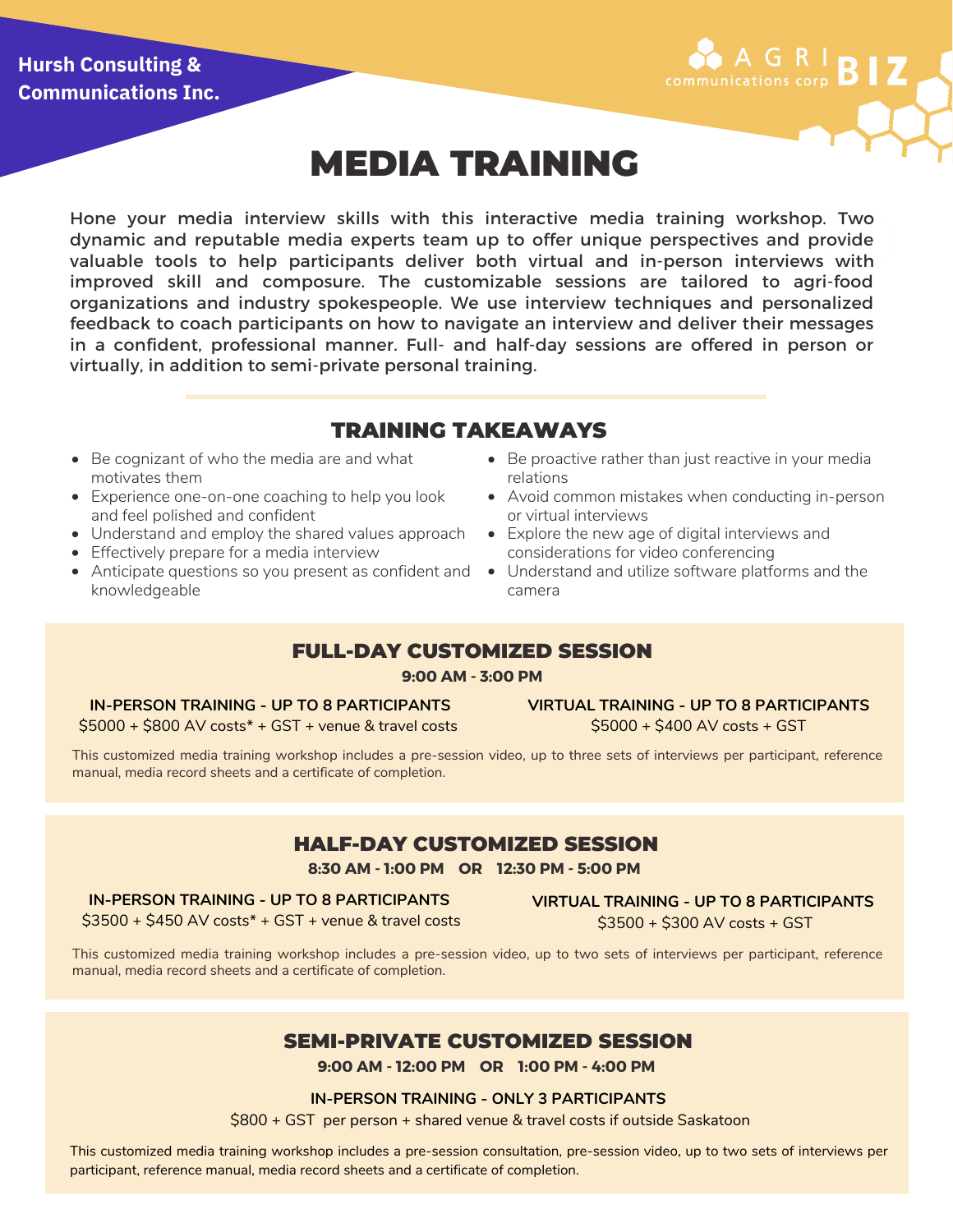Hursh Consulting & Communications Inc.

AGRI BIZ communications corp

# MEDIA TRAINING

Hone your media interview skills with this interactive media training workshop. Two dynamic and reputable media experts team up to offer unique perspectives and provide valuable tools to help participants deliver both virtual and in-person interviews with improved skill and composure. The customizable sessions are tailored to agri-food organizations and industry spokespeople. We use interview techniques and personalized feedback to coach participants on how to navigate an interview and deliver their messages in a confident, professional manner. Full- and half-day sessions are offered in person or virtually, in addition to semi-private personal training.

## TRAINING TAKEAWAYS

- Be cognizant of who the media are and what motivates them
- Experience one-on-one coaching to help you look and feel polished and confident
- Understand and employ the shared values approach
- Effectively prepare for a media interview
- Anticipate questions so you present as confident and knowledgeable
- Be proactive rather than just reactive in your media relations
- Avoid common mistakes when conducting in-person or virtual interviews
- Explore the new age of digital interviews and considerations for video conferencing
- Understand and utilize software platforms and the camera

## FULL-DAY CUSTOMIZED SESSION

**9:00 AM - 3:00 PM**

**IN-PERSON TRAINING - UP TO 8 PARTICIPANTS**
$5000 + $800 AV costs* + GST + venue & travel costs

**VIRTUAL TRAINING - UP TO 8 PARTICIPANTS**
$5000 + $400 AV costs + GST

This customized media training workshop includes a pre-session video, up to three sets of interviews per participant, reference manual, media record sheets and a certificate of completion.

## HALF-DAY CUSTOMIZED SESSION

**8:30 AM - 1:00 PM OR 12:30 PM - 5:00 PM**

**IN-PERSON TRAINING - UP TO 8 PARTICIPANTS**
$3500 + $450 AV costs* + GST + venue & travel costs

**VIRTUAL TRAINING - UP TO 8 PARTICIPANTS**
$3500 + $300 AV costs + GST

This customized media training workshop includes a pre-session video, up to two sets of interviews per participant, reference manual, media record sheets and a certificate of completion.

## SEMI-PRIVATE CUSTOMIZED SESSION

**9:00 AM - 12:00 PM OR 1:00 PM - 4:00 PM**

**IN-PERSON TRAINING - ONLY 3 PARTICIPANTS**
$800 + GST per person + shared venue & travel costs if outside Saskatoon

This customized media training workshop includes a pre-session consultation, pre-session video, up to two sets of interviews per participant, reference manual, media record sheets and a certificate of completion.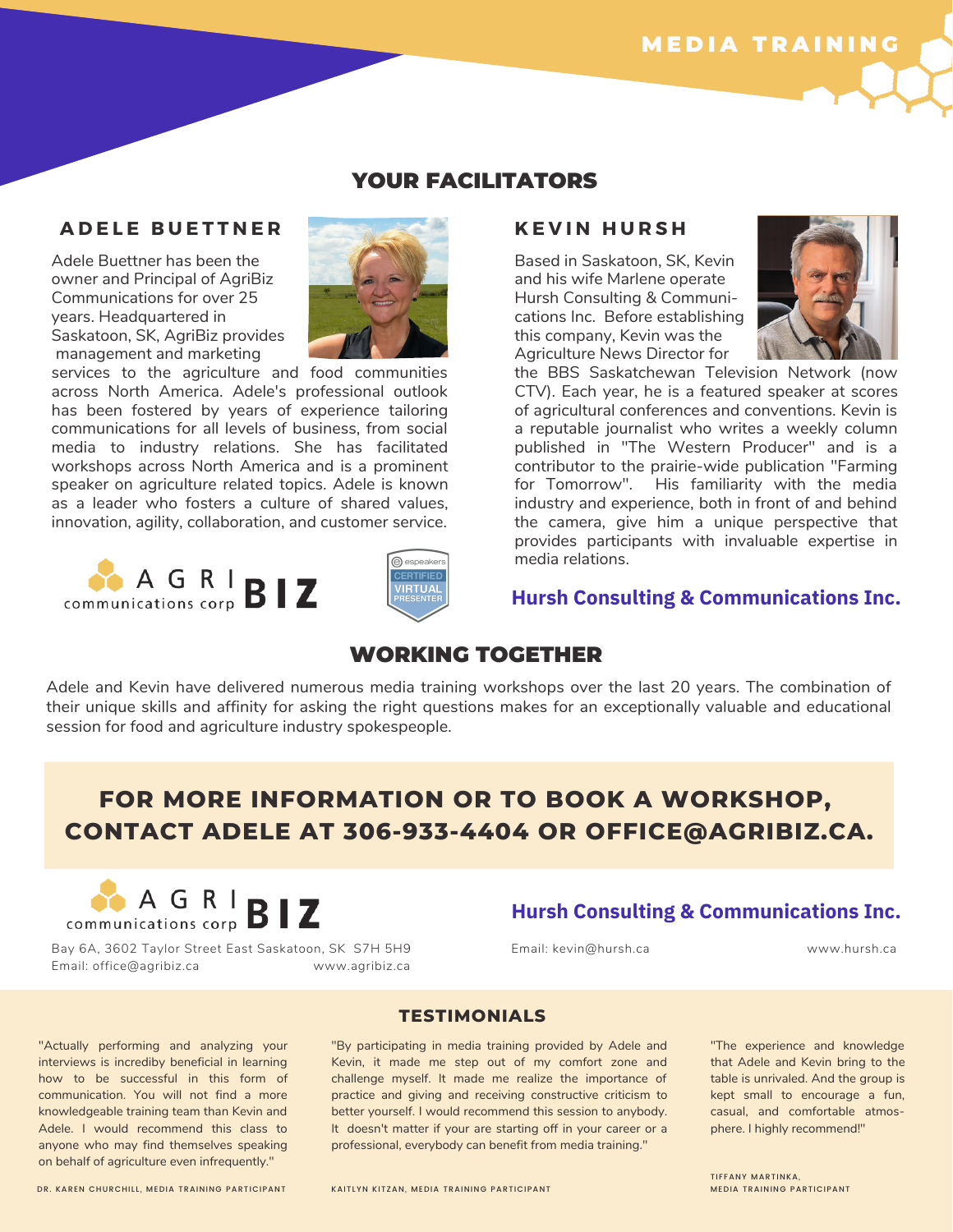MEDIA TRAINING

# YOUR FACILITATORS

## ADELE BUETTNER

Adele Buettner has been the owner and Principal of AgriBiz Communications for over 25 years. Headquartered in Saskatoon, SK, AgriBiz provides management and marketing services to the agriculture and food communities across North America. Adele's professional outlook has been fostered by years of experience tailoring communications for all levels of business, from social media to industry relations. She has facilitated workshops across North America and is a prominent speaker on agriculture related topics. Adele is known as a leader who fosters a culture of shared values, innovation, agility, collaboration, and customer service.

AGRI BIZ communications corp

espeakers CERTIFIED VIRTUAL PRESENTER

## KEVIN HURSH

Based in Saskatoon, SK, Kevin and his wife Marlene operate Hursh Consulting & Communications Inc. Before establishing this company, Kevin was the Agriculture News Director for the BBS Saskatchewan Television Network (now CTV). Each year, he is a featured speaker at scores of agricultural conferences and conventions. Kevin is a reputable journalist who writes a weekly column published in "The Western Producer" and is a contributor to the prairie-wide publication "Farming for Tomorrow". His familiarity with the media industry and experience, both in front of and behind the camera, give him a unique perspective that provides participants with invaluable expertise in media relations.

**Hursh Consulting & Communications Inc.**

# WORKING TOGETHER

Adele and Kevin have delivered numerous media training workshops over the last 20 years. The combination of their unique skills and affinity for asking the right questions makes for an exceptionally valuable and educational session for food and agriculture industry spokespeople.

**FOR MORE INFORMATION OR TO BOOK A WORKSHOP, CONTACT ADELE AT 306-933-4404 OR OFFICE@AGRIBIZ.CA.**

AGRI BIZ communications corp

Bay 6A, 3602 Taylor Street East Saskatoon, SK S7H 5H9
Email: office@agribiz.ca www.agribiz.ca

**Hursh Consulting & Communications Inc.**

Email: kevin@hursh.ca www.hursh.ca

# TESTIMONIALS

"Actually performing and analyzing your interviews is incrediby beneficial in learning how to be successful in this form of communication. You will not find a more knowledgeable training team than Kevin and Adele. I would recommend this class to anyone who may find themselves speaking on behalf of agriculture even infrequently."

DR. KAREN CHURCHILL, MEDIA TRAINING PARTICIPANT

"By participating in media training provided by Adele and Kevin, it made me step out of my comfort zone and challenge myself. It made me realize the importance of practice and giving and receiving constructive criticism to better yourself. I would recommend this session to anybody. It doesn't matter if your are starting off in your career or a professional, everybody can benefit from media training."

KAITLYN KITZAN, MEDIA TRAINING PARTICIPANT

"The experience and knowledge that Adele and Kevin bring to the table is unrivaled. And the group is kept small to encourage a fun, casual, and comfortable atmosphere. I highly recommend!"

TIFFANY MARTINKA, MEDIA TRAINING PARTICIPANT